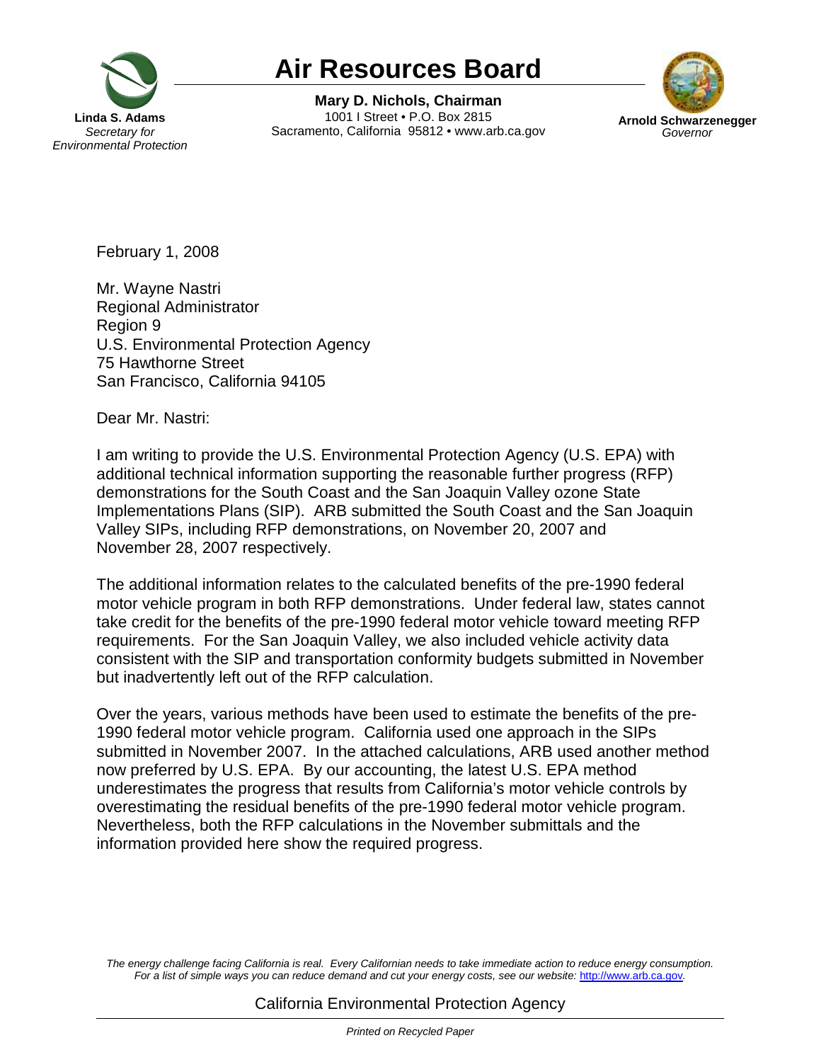Linda S. Adams
*Secretary for Environmental Protection*

# Air Resources Board

**Mary D. Nichols, Chairman**
1001 I Street • P.O. Box 2815
Sacramento, California 95812 • www.arb.ca.gov

**Arnold Schwarzenegger**
*Governor*

February 1, 2008

Mr. Wayne Nastri
Regional Administrator
Region 9
U.S. Environmental Protection Agency
75 Hawthorne Street
San Francisco, California 94105

Dear Mr. Nastri:

I am writing to provide the U.S. Environmental Protection Agency (U.S. EPA) with additional technical information supporting the reasonable further progress (RFP) demonstrations for the South Coast and the San Joaquin Valley ozone State Implementations Plans (SIP). ARB submitted the South Coast and the San Joaquin Valley SIPs, including RFP demonstrations, on November 20, 2007 and November 28, 2007 respectively.

The additional information relates to the calculated benefits of the pre-1990 federal motor vehicle program in both RFP demonstrations. Under federal law, states cannot take credit for the benefits of the pre-1990 federal motor vehicle toward meeting RFP requirements. For the San Joaquin Valley, we also included vehicle activity data consistent with the SIP and transportation conformity budgets submitted in November but inadvertently left out of the RFP calculation.

Over the years, various methods have been used to estimate the benefits of the pre-1990 federal motor vehicle program. California used one approach in the SIPs submitted in November 2007. In the attached calculations, ARB used another method now preferred by U.S. EPA. By our accounting, the latest U.S. EPA method underestimates the progress that results from California's motor vehicle controls by overestimating the residual benefits of the pre-1990 federal motor vehicle program. Nevertheless, both the RFP calculations in the November submittals and the information provided here show the required progress.

*The energy challenge facing California is real. Every Californian needs to take immediate action to reduce energy consumption. For a list of simple ways you can reduce demand and cut your energy costs, see our website: http://www.arb.ca.gov.*

California Environmental Protection Agency

*Printed on Recycled Paper*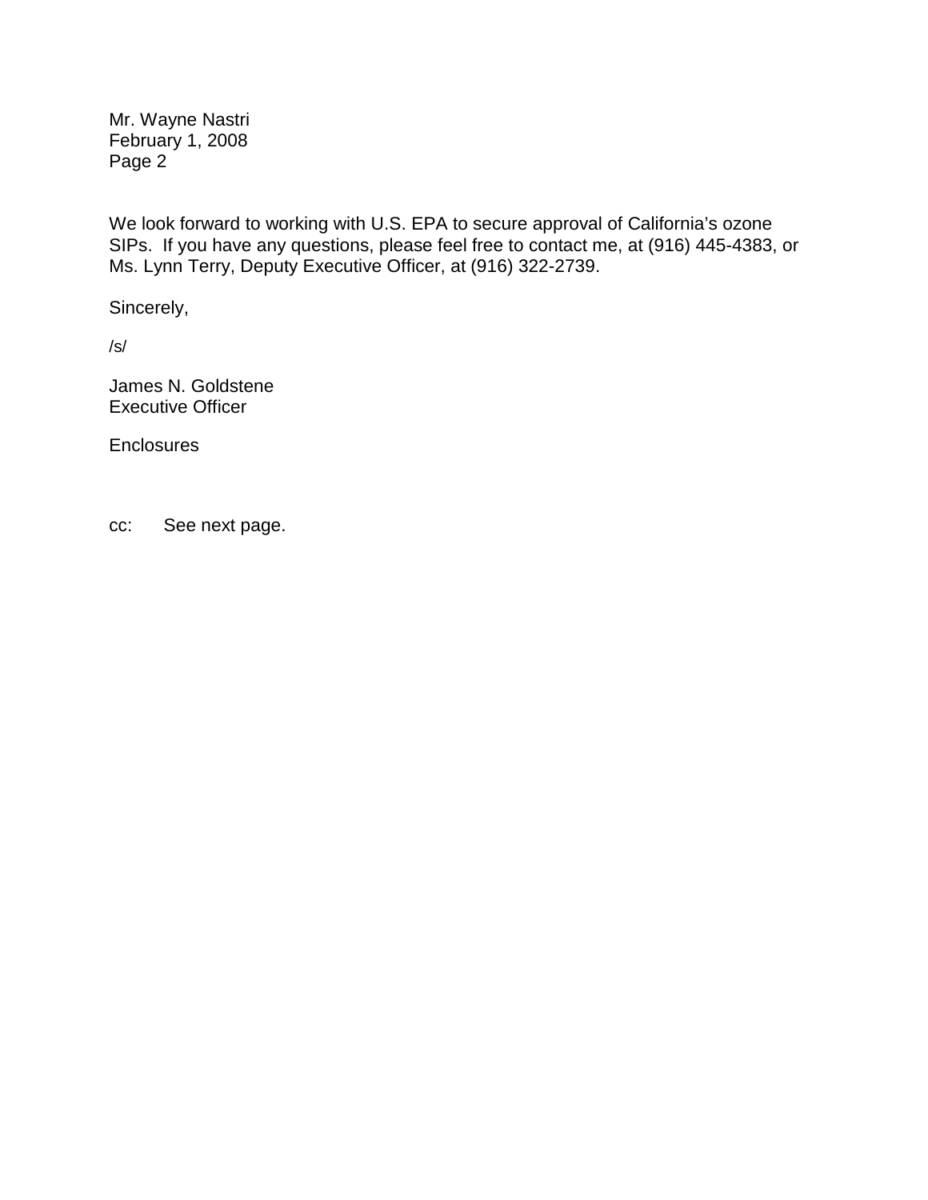Mr. Wayne Nastri
February 1, 2008
Page 2

We look forward to working with U.S. EPA to secure approval of California's ozone SIPs. If you have any questions, please feel free to contact me, at (916) 445-4383, or Ms. Lynn Terry, Deputy Executive Officer, at (916) 322-2739.

Sincerely,

/s/

James N. Goldstene
Executive Officer

Enclosures

cc: See next page.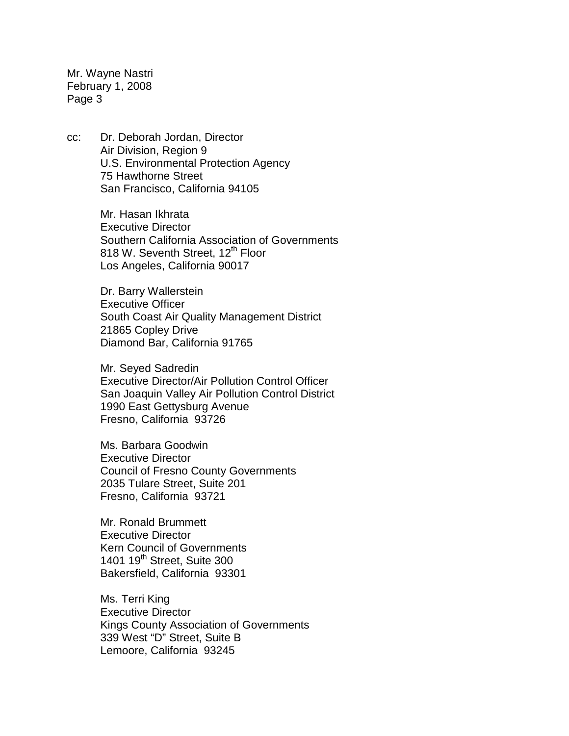cc: Dr. Deborah Jordan, Director
Air Division, Region 9
U.S. Environmental Protection Agency
75 Hawthorne Street
San Francisco, California 94105

Mr. Hasan Ikhrata
Executive Director
Southern California Association of Governments
818 W. Seventh Street, 12th Floor
Los Angeles, California 90017

Dr. Barry Wallerstein
Executive Officer
South Coast Air Quality Management District
21865 Copley Drive
Diamond Bar, California 91765

Mr. Seyed Sadredin
Executive Director/Air Pollution Control Officer
San Joaquin Valley Air Pollution Control District
1990 East Gettysburg Avenue
Fresno, California 93726

Ms. Barbara Goodwin
Executive Director
Council of Fresno County Governments
2035 Tulare Street, Suite 201
Fresno, California 93721

Mr. Ronald Brummett
Executive Director
Kern Council of Governments
1401 19th Street, Suite 300
Bakersfield, California 93301

Ms. Terri King
Executive Director
Kings County Association of Governments
339 West "D" Street, Suite B
Lemoore, California 93245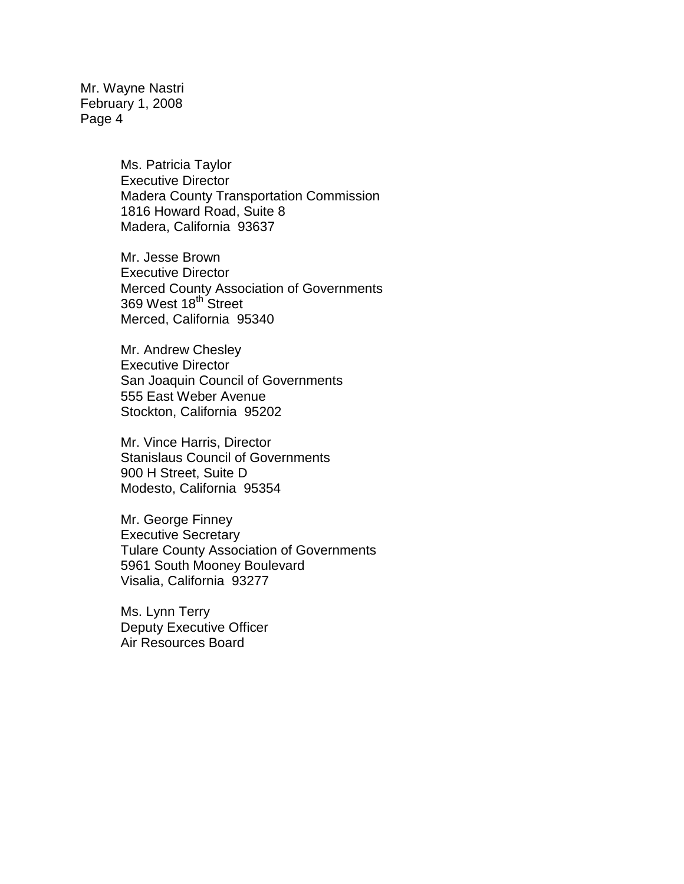Ms. Patricia Taylor
Executive Director
Madera County Transportation Commission
1816 Howard Road, Suite 8
Madera, California 93637

Mr. Jesse Brown
Executive Director
Merced County Association of Governments
369 West 18th Street
Merced, California 95340

Mr. Andrew Chesley
Executive Director
San Joaquin Council of Governments
555 East Weber Avenue
Stockton, California 95202

Mr. Vince Harris, Director
Stanislaus Council of Governments
900 H Street, Suite D
Modesto, California 95354

Mr. George Finney
Executive Secretary
Tulare County Association of Governments
5961 South Mooney Boulevard
Visalia, California 93277

Ms. Lynn Terry
Deputy Executive Officer
Air Resources Board